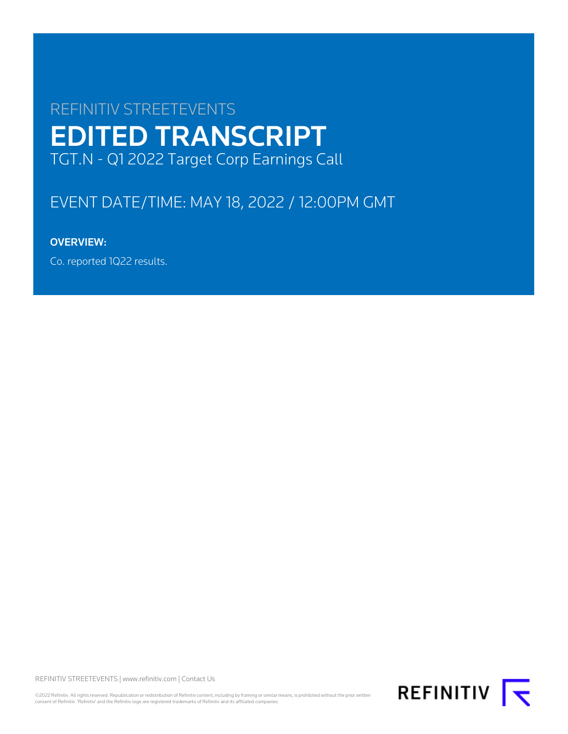REFINITIV STREETEVENTS

# EDITED TRANSCRIPT

TGT.N - Q1 2022 Target Corp Earnings Call

EVENT DATE/TIME: MAY 18, 2022 / 12:00PM GMT

**OVERVIEW:**

Co. reported 1Q22 results.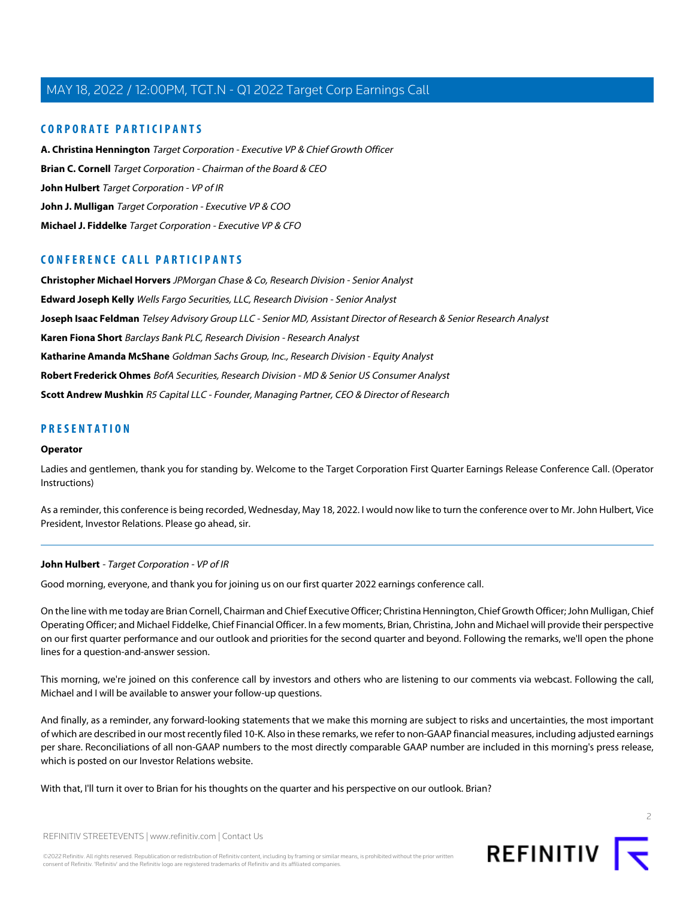## CORPORATE PARTICIPANTS

**A. Christina Hennington** *Target Corporation - Executive VP & Chief Growth Officer*

**Brian C. Cornell** *Target Corporation - Chairman of the Board & CEO*

**John Hulbert** *Target Corporation - VP of IR*

**John J. Mulligan** *Target Corporation - Executive VP & COO*

**Michael J. Fiddelke** *Target Corporation - Executive VP & CFO*

## CONFERENCE CALL PARTICIPANTS

**Christopher Michael Horvers** *JPMorgan Chase & Co, Research Division - Senior Analyst*

**Edward Joseph Kelly** *Wells Fargo Securities, LLC, Research Division - Senior Analyst*

**Joseph Isaac Feldman** *Telsey Advisory Group LLC - Senior MD, Assistant Director of Research & Senior Research Analyst*

**Karen Fiona Short** *Barclays Bank PLC, Research Division - Research Analyst*

**Katharine Amanda McShane** *Goldman Sachs Group, Inc., Research Division - Equity Analyst*

**Robert Frederick Ohmes** *BofA Securities, Research Division - MD & Senior US Consumer Analyst*

**Scott Andrew Mushkin** *R5 Capital LLC - Founder, Managing Partner, CEO & Director of Research*

## PRESENTATION

**Operator**

Ladies and gentlemen, thank you for standing by. Welcome to the Target Corporation First Quarter Earnings Release Conference Call. (Operator Instructions)

As a reminder, this conference is being recorded, Wednesday, May 18, 2022. I would now like to turn the conference over to Mr. John Hulbert, Vice President, Investor Relations. Please go ahead, sir.

---

**John Hulbert** - *Target Corporation - VP of IR*

Good morning, everyone, and thank you for joining us on our first quarter 2022 earnings conference call.

On the line with me today are Brian Cornell, Chairman and Chief Executive Officer; Christina Hennington, Chief Growth Officer; John Mulligan, Chief Operating Officer; and Michael Fiddelke, Chief Financial Officer. In a few moments, Brian, Christina, John and Michael will provide their perspective on our first quarter performance and our outlook and priorities for the second quarter and beyond. Following the remarks, we'll open the phone lines for a question-and-answer session.

This morning, we're joined on this conference call by investors and others who are listening to our comments via webcast. Following the call, Michael and I will be available to answer your follow-up questions.

And finally, as a reminder, any forward-looking statements that we make this morning are subject to risks and uncertainties, the most important of which are described in our most recently filed 10-K. Also in these remarks, we refer to non-GAAP financial measures, including adjusted earnings per share. Reconciliations of all non-GAAP numbers to the most directly comparable GAAP number are included in this morning's press release, which is posted on our Investor Relations website.

With that, I'll turn it over to Brian for his thoughts on the quarter and his perspective on our outlook. Brian?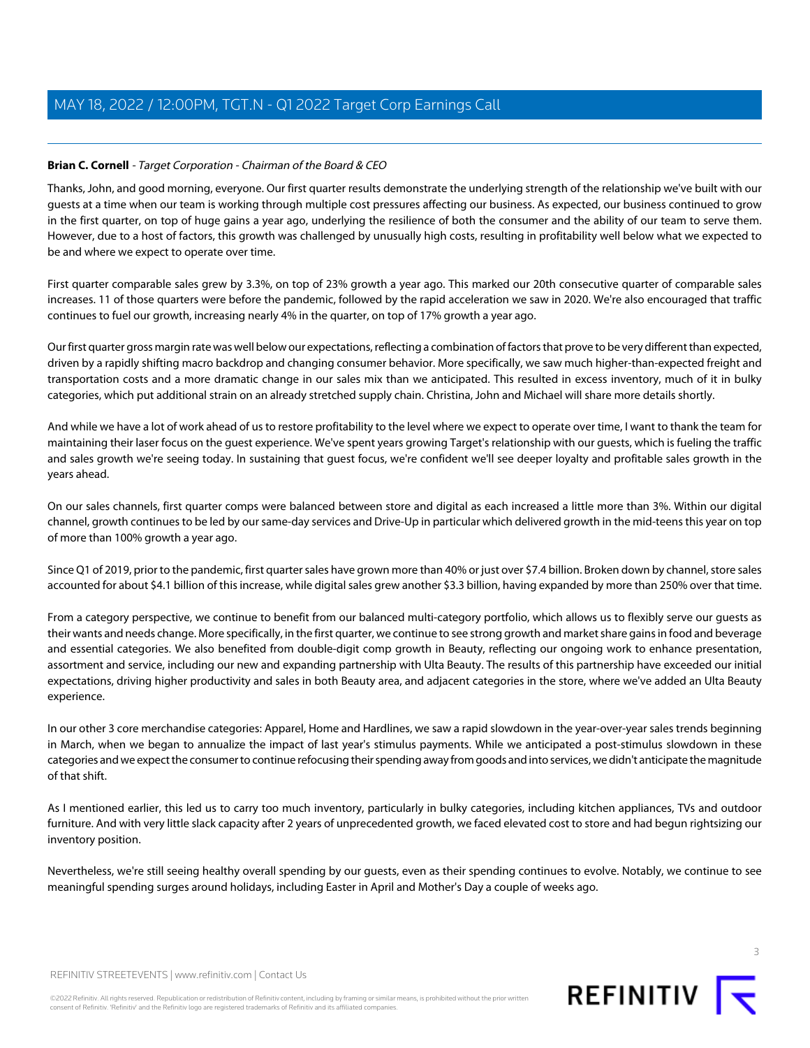**Brian C. Cornell** - *Target Corporation - Chairman of the Board & CEO*

Thanks, John, and good morning, everyone. Our first quarter results demonstrate the underlying strength of the relationship we've built with our guests at a time when our team is working through multiple cost pressures affecting our business. As expected, our business continued to grow in the first quarter, on top of huge gains a year ago, underlying the resilience of both the consumer and the ability of our team to serve them. However, due to a host of factors, this growth was challenged by unusually high costs, resulting in profitability well below what we expected to be and where we expect to operate over time.

First quarter comparable sales grew by 3.3%, on top of 23% growth a year ago. This marked our 20th consecutive quarter of comparable sales increases. 11 of those quarters were before the pandemic, followed by the rapid acceleration we saw in 2020. We're also encouraged that traffic continues to fuel our growth, increasing nearly 4% in the quarter, on top of 17% growth a year ago.

Our first quarter gross margin rate was well below our expectations, reflecting a combination of factors that prove to be very different than expected, driven by a rapidly shifting macro backdrop and changing consumer behavior. More specifically, we saw much higher-than-expected freight and transportation costs and a more dramatic change in our sales mix than we anticipated. This resulted in excess inventory, much of it in bulky categories, which put additional strain on an already stretched supply chain. Christina, John and Michael will share more details shortly.

And while we have a lot of work ahead of us to restore profitability to the level where we expect to operate over time, I want to thank the team for maintaining their laser focus on the guest experience. We've spent years growing Target's relationship with our guests, which is fueling the traffic and sales growth we're seeing today. In sustaining that guest focus, we're confident we'll see deeper loyalty and profitable sales growth in the years ahead.

On our sales channels, first quarter comps were balanced between store and digital as each increased a little more than 3%. Within our digital channel, growth continues to be led by our same-day services and Drive-Up in particular which delivered growth in the mid-teens this year on top of more than 100% growth a year ago.

Since Q1 of 2019, prior to the pandemic, first quarter sales have grown more than 40% or just over $7.4 billion. Broken down by channel, store sales accounted for about $4.1 billion of this increase, while digital sales grew another $3.3 billion, having expanded by more than 250% over that time.

From a category perspective, we continue to benefit from our balanced multi-category portfolio, which allows us to flexibly serve our guests as their wants and needs change. More specifically, in the first quarter, we continue to see strong growth and market share gains in food and beverage and essential categories. We also benefited from double-digit comp growth in Beauty, reflecting our ongoing work to enhance presentation, assortment and service, including our new and expanding partnership with Ulta Beauty. The results of this partnership have exceeded our initial expectations, driving higher productivity and sales in both Beauty area, and adjacent categories in the store, where we've added an Ulta Beauty experience.

In our other 3 core merchandise categories: Apparel, Home and Hardlines, we saw a rapid slowdown in the year-over-year sales trends beginning in March, when we began to annualize the impact of last year's stimulus payments. While we anticipated a post-stimulus slowdown in these categories and we expect the consumer to continue refocusing their spending away from goods and into services, we didn't anticipate the magnitude of that shift.

As I mentioned earlier, this led us to carry too much inventory, particularly in bulky categories, including kitchen appliances, TVs and outdoor furniture. And with very little slack capacity after 2 years of unprecedented growth, we faced elevated cost to store and had begun rightsizing our inventory position.

Nevertheless, we're still seeing healthy overall spending by our guests, even as their spending continues to evolve. Notably, we continue to see meaningful spending surges around holidays, including Easter in April and Mother's Day a couple of weeks ago.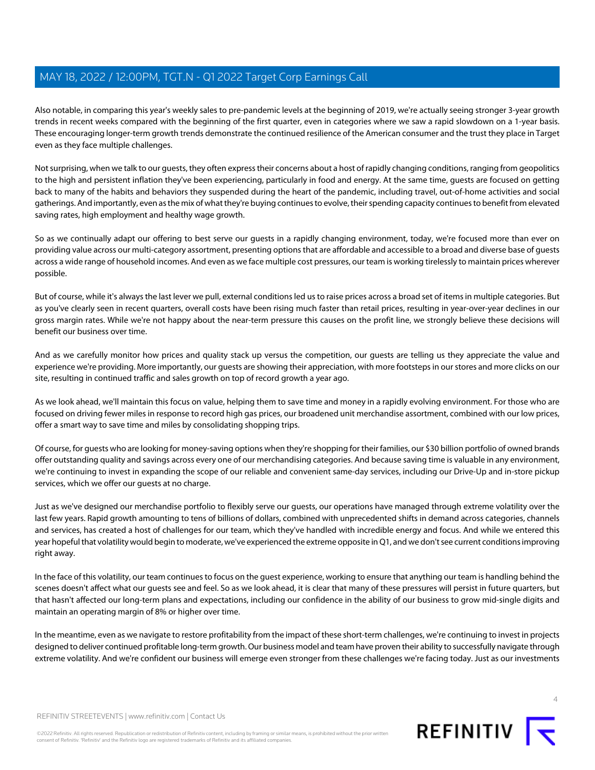Also notable, in comparing this year's weekly sales to pre-pandemic levels at the beginning of 2019, we're actually seeing stronger 3-year growth trends in recent weeks compared with the beginning of the first quarter, even in categories where we saw a rapid slowdown on a 1-year basis. These encouraging longer-term growth trends demonstrate the continued resilience of the American consumer and the trust they place in Target even as they face multiple challenges.

Not surprising, when we talk to our guests, they often express their concerns about a host of rapidly changing conditions, ranging from geopolitics to the high and persistent inflation they've been experiencing, particularly in food and energy. At the same time, guests are focused on getting back to many of the habits and behaviors they suspended during the heart of the pandemic, including travel, out-of-home activities and social gatherings. And importantly, even as the mix of what they're buying continues to evolve, their spending capacity continues to benefit from elevated saving rates, high employment and healthy wage growth.

So as we continually adapt our offering to best serve our guests in a rapidly changing environment, today, we're focused more than ever on providing value across our multi-category assortment, presenting options that are affordable and accessible to a broad and diverse base of guests across a wide range of household incomes. And even as we face multiple cost pressures, our team is working tirelessly to maintain prices wherever possible.

But of course, while it's always the last lever we pull, external conditions led us to raise prices across a broad set of items in multiple categories. But as you've clearly seen in recent quarters, overall costs have been rising much faster than retail prices, resulting in year-over-year declines in our gross margin rates. While we're not happy about the near-term pressure this causes on the profit line, we strongly believe these decisions will benefit our business over time.

And as we carefully monitor how prices and quality stack up versus the competition, our guests are telling us they appreciate the value and experience we're providing. More importantly, our guests are showing their appreciation, with more footsteps in our stores and more clicks on our site, resulting in continued traffic and sales growth on top of record growth a year ago.

As we look ahead, we'll maintain this focus on value, helping them to save time and money in a rapidly evolving environment. For those who are focused on driving fewer miles in response to record high gas prices, our broadened unit merchandise assortment, combined with our low prices, offer a smart way to save time and miles by consolidating shopping trips.

Of course, for guests who are looking for money-saving options when they're shopping for their families, our $30 billion portfolio of owned brands offer outstanding quality and savings across every one of our merchandising categories. And because saving time is valuable in any environment, we're continuing to invest in expanding the scope of our reliable and convenient same-day services, including our Drive-Up and in-store pickup services, which we offer our guests at no charge.

Just as we've designed our merchandise portfolio to flexibly serve our guests, our operations have managed through extreme volatility over the last few years. Rapid growth amounting to tens of billions of dollars, combined with unprecedented shifts in demand across categories, channels and services, has created a host of challenges for our team, which they've handled with incredible energy and focus. And while we entered this year hopeful that volatility would begin to moderate, we've experienced the extreme opposite in Q1, and we don't see current conditions improving right away.

In the face of this volatility, our team continues to focus on the guest experience, working to ensure that anything our team is handling behind the scenes doesn't affect what our guests see and feel. So as we look ahead, it is clear that many of these pressures will persist in future quarters, but that hasn't affected our long-term plans and expectations, including our confidence in the ability of our business to grow mid-single digits and maintain an operating margin of 8% or higher over time.

In the meantime, even as we navigate to restore profitability from the impact of these short-term challenges, we're continuing to invest in projects designed to deliver continued profitable long-term growth. Our business model and team have proven their ability to successfully navigate through extreme volatility. And we're confident our business will emerge even stronger from these challenges we're facing today. Just as our investments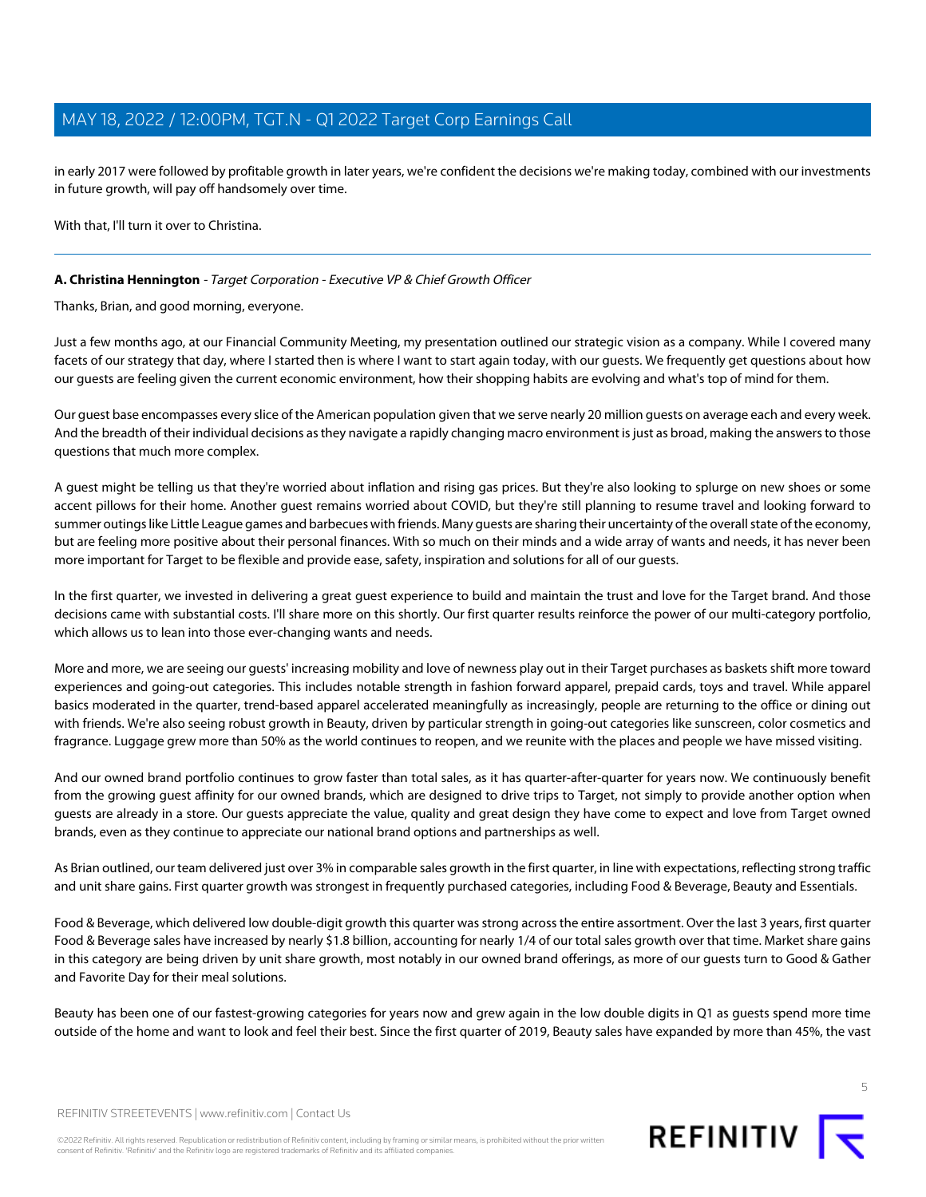in early 2017 were followed by profitable growth in later years, we're confident the decisions we're making today, combined with our investments in future growth, will pay off handsomely over time.

With that, I'll turn it over to Christina.

---

**A. Christina Hennington** - *Target Corporation - Executive VP & Chief Growth Officer*

Thanks, Brian, and good morning, everyone.

Just a few months ago, at our Financial Community Meeting, my presentation outlined our strategic vision as a company. While I covered many facets of our strategy that day, where I started then is where I want to start again today, with our guests. We frequently get questions about how our guests are feeling given the current economic environment, how their shopping habits are evolving and what's top of mind for them.

Our guest base encompasses every slice of the American population given that we serve nearly 20 million guests on average each and every week. And the breadth of their individual decisions as they navigate a rapidly changing macro environment is just as broad, making the answers to those questions that much more complex.

A guest might be telling us that they're worried about inflation and rising gas prices. But they're also looking to splurge on new shoes or some accent pillows for their home. Another guest remains worried about COVID, but they're still planning to resume travel and looking forward to summer outings like Little League games and barbecues with friends. Many guests are sharing their uncertainty of the overall state of the economy, but are feeling more positive about their personal finances. With so much on their minds and a wide array of wants and needs, it has never been more important for Target to be flexible and provide ease, safety, inspiration and solutions for all of our guests.

In the first quarter, we invested in delivering a great guest experience to build and maintain the trust and love for the Target brand. And those decisions came with substantial costs. I'll share more on this shortly. Our first quarter results reinforce the power of our multi-category portfolio, which allows us to lean into those ever-changing wants and needs.

More and more, we are seeing our guests' increasing mobility and love of newness play out in their Target purchases as baskets shift more toward experiences and going-out categories. This includes notable strength in fashion forward apparel, prepaid cards, toys and travel. While apparel basics moderated in the quarter, trend-based apparel accelerated meaningfully as increasingly, people are returning to the office or dining out with friends. We're also seeing robust growth in Beauty, driven by particular strength in going-out categories like sunscreen, color cosmetics and fragrance. Luggage grew more than 50% as the world continues to reopen, and we reunite with the places and people we have missed visiting.

And our owned brand portfolio continues to grow faster than total sales, as it has quarter-after-quarter for years now. We continuously benefit from the growing guest affinity for our owned brands, which are designed to drive trips to Target, not simply to provide another option when guests are already in a store. Our guests appreciate the value, quality and great design they have come to expect and love from Target owned brands, even as they continue to appreciate our national brand options and partnerships as well.

As Brian outlined, our team delivered just over 3% in comparable sales growth in the first quarter, in line with expectations, reflecting strong traffic and unit share gains. First quarter growth was strongest in frequently purchased categories, including Food & Beverage, Beauty and Essentials.

Food & Beverage, which delivered low double-digit growth this quarter was strong across the entire assortment. Over the last 3 years, first quarter Food & Beverage sales have increased by nearly $1.8 billion, accounting for nearly 1/4 of our total sales growth over that time. Market share gains in this category are being driven by unit share growth, most notably in our owned brand offerings, as more of our guests turn to Good & Gather and Favorite Day for their meal solutions.

Beauty has been one of our fastest-growing categories for years now and grew again in the low double digits in Q1 as guests spend more time outside of the home and want to look and feel their best. Since the first quarter of 2019, Beauty sales have expanded by more than 45%, the vast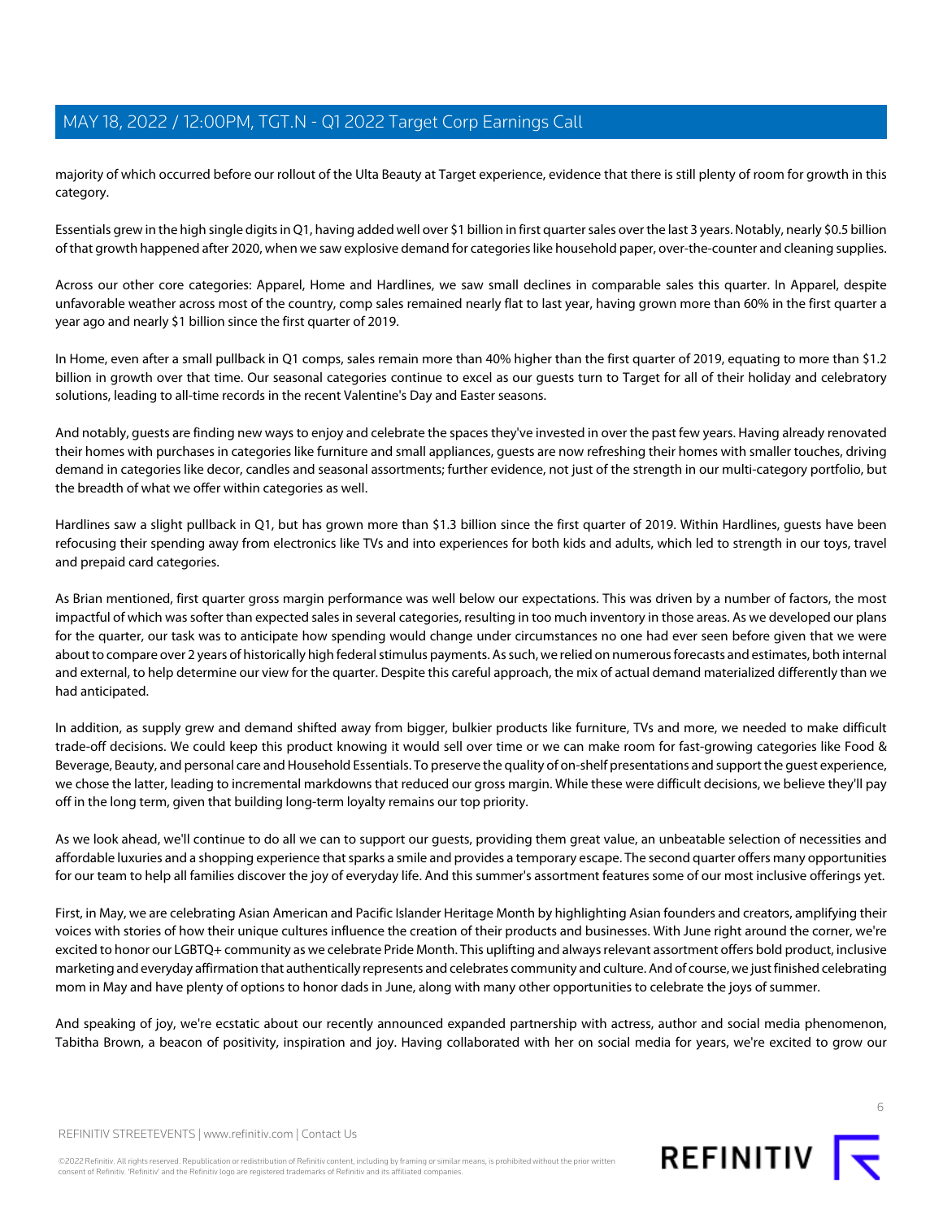majority of which occurred before our rollout of the Ulta Beauty at Target experience, evidence that there is still plenty of room for growth in this category.

Essentials grew in the high single digits in Q1, having added well over $1 billion in first quarter sales over the last 3 years. Notably, nearly $0.5 billion of that growth happened after 2020, when we saw explosive demand for categories like household paper, over-the-counter and cleaning supplies.

Across our other core categories: Apparel, Home and Hardlines, we saw small declines in comparable sales this quarter. In Apparel, despite unfavorable weather across most of the country, comp sales remained nearly flat to last year, having grown more than 60% in the first quarter a year ago and nearly $1 billion since the first quarter of 2019.

In Home, even after a small pullback in Q1 comps, sales remain more than 40% higher than the first quarter of 2019, equating to more than $1.2 billion in growth over that time. Our seasonal categories continue to excel as our guests turn to Target for all of their holiday and celebratory solutions, leading to all-time records in the recent Valentine's Day and Easter seasons.

And notably, guests are finding new ways to enjoy and celebrate the spaces they've invested in over the past few years. Having already renovated their homes with purchases in categories like furniture and small appliances, guests are now refreshing their homes with smaller touches, driving demand in categories like decor, candles and seasonal assortments; further evidence, not just of the strength in our multi-category portfolio, but the breadth of what we offer within categories as well.

Hardlines saw a slight pullback in Q1, but has grown more than $1.3 billion since the first quarter of 2019. Within Hardlines, guests have been refocusing their spending away from electronics like TVs and into experiences for both kids and adults, which led to strength in our toys, travel and prepaid card categories.

As Brian mentioned, first quarter gross margin performance was well below our expectations. This was driven by a number of factors, the most impactful of which was softer than expected sales in several categories, resulting in too much inventory in those areas. As we developed our plans for the quarter, our task was to anticipate how spending would change under circumstances no one had ever seen before given that we were about to compare over 2 years of historically high federal stimulus payments. As such, we relied on numerous forecasts and estimates, both internal and external, to help determine our view for the quarter. Despite this careful approach, the mix of actual demand materialized differently than we had anticipated.

In addition, as supply grew and demand shifted away from bigger, bulkier products like furniture, TVs and more, we needed to make difficult trade-off decisions. We could keep this product knowing it would sell over time or we can make room for fast-growing categories like Food & Beverage, Beauty, and personal care and Household Essentials. To preserve the quality of on-shelf presentations and support the guest experience, we chose the latter, leading to incremental markdowns that reduced our gross margin. While these were difficult decisions, we believe they'll pay off in the long term, given that building long-term loyalty remains our top priority.

As we look ahead, we'll continue to do all we can to support our guests, providing them great value, an unbeatable selection of necessities and affordable luxuries and a shopping experience that sparks a smile and provides a temporary escape. The second quarter offers many opportunities for our team to help all families discover the joy of everyday life. And this summer's assortment features some of our most inclusive offerings yet.

First, in May, we are celebrating Asian American and Pacific Islander Heritage Month by highlighting Asian founders and creators, amplifying their voices with stories of how their unique cultures influence the creation of their products and businesses. With June right around the corner, we're excited to honor our LGBTQ+ community as we celebrate Pride Month. This uplifting and always relevant assortment offers bold product, inclusive marketing and everyday affirmation that authentically represents and celebrates community and culture. And of course, we just finished celebrating mom in May and have plenty of options to honor dads in June, along with many other opportunities to celebrate the joys of summer.

And speaking of joy, we're ecstatic about our recently announced expanded partnership with actress, author and social media phenomenon, Tabitha Brown, a beacon of positivity, inspiration and joy. Having collaborated with her on social media for years, we're excited to grow our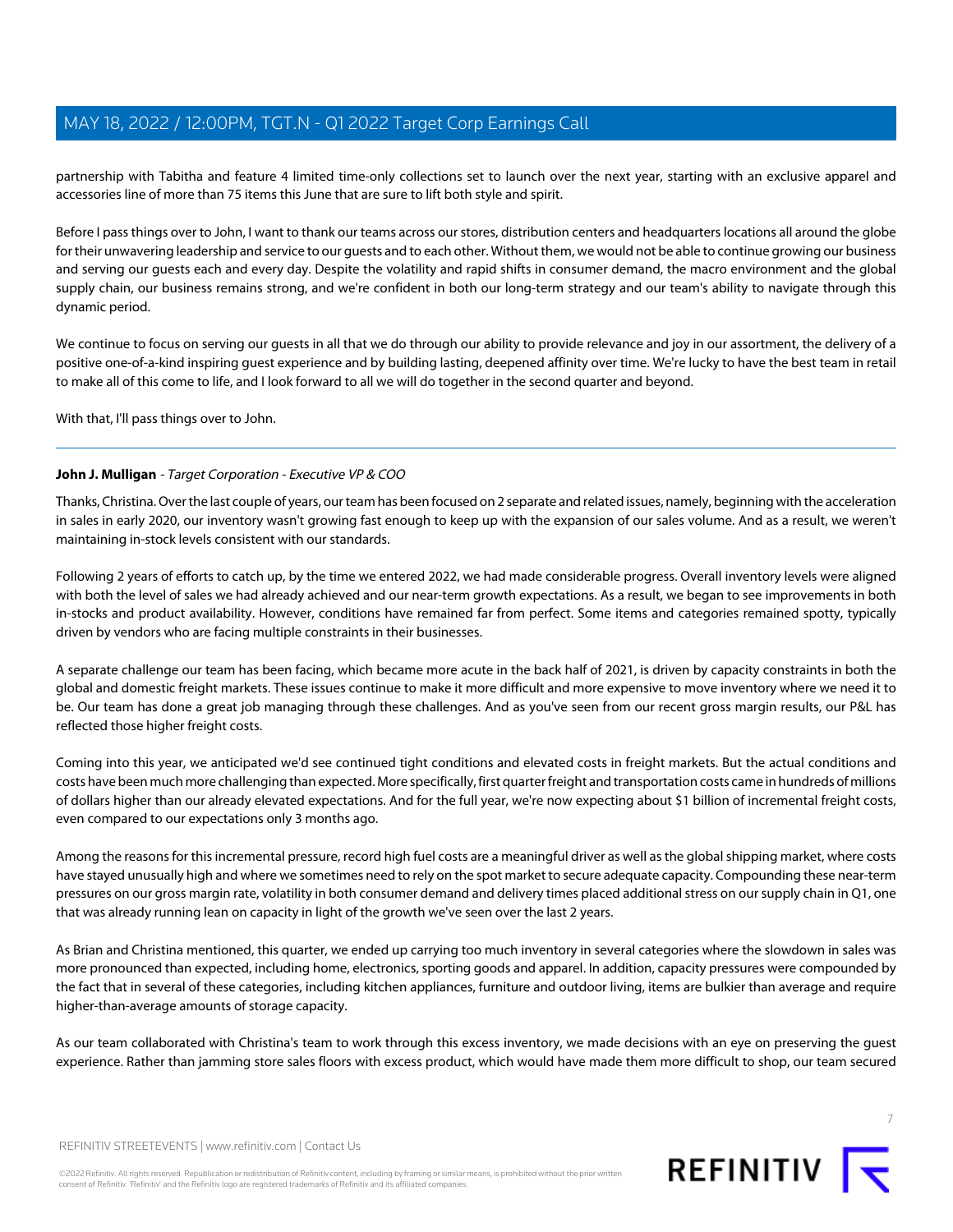partnership with Tabitha and feature 4 limited time-only collections set to launch over the next year, starting with an exclusive apparel and accessories line of more than 75 items this June that are sure to lift both style and spirit.

Before I pass things over to John, I want to thank our teams across our stores, distribution centers and headquarters locations all around the globe for their unwavering leadership and service to our guests and to each other. Without them, we would not be able to continue growing our business and serving our guests each and every day. Despite the volatility and rapid shifts in consumer demand, the macro environment and the global supply chain, our business remains strong, and we're confident in both our long-term strategy and our team's ability to navigate through this dynamic period.

We continue to focus on serving our guests in all that we do through our ability to provide relevance and joy in our assortment, the delivery of a positive one-of-a-kind inspiring guest experience and by building lasting, deepened affinity over time. We're lucky to have the best team in retail to make all of this come to life, and I look forward to all we will do together in the second quarter and beyond.

With that, I'll pass things over to John.

---

**John J. Mulligan** - *Target Corporation - Executive VP & COO*

Thanks, Christina. Over the last couple of years, our team has been focused on 2 separate and related issues, namely, beginning with the acceleration in sales in early 2020, our inventory wasn't growing fast enough to keep up with the expansion of our sales volume. And as a result, we weren't maintaining in-stock levels consistent with our standards.

Following 2 years of efforts to catch up, by the time we entered 2022, we had made considerable progress. Overall inventory levels were aligned with both the level of sales we had already achieved and our near-term growth expectations. As a result, we began to see improvements in both in-stocks and product availability. However, conditions have remained far from perfect. Some items and categories remained spotty, typically driven by vendors who are facing multiple constraints in their businesses.

A separate challenge our team has been facing, which became more acute in the back half of 2021, is driven by capacity constraints in both the global and domestic freight markets. These issues continue to make it more difficult and more expensive to move inventory where we need it to be. Our team has done a great job managing through these challenges. And as you've seen from our recent gross margin results, our P&L has reflected those higher freight costs.

Coming into this year, we anticipated we'd see continued tight conditions and elevated costs in freight markets. But the actual conditions and costs have been much more challenging than expected. More specifically, first quarter freight and transportation costs came in hundreds of millions of dollars higher than our already elevated expectations. And for the full year, we're now expecting about $1 billion of incremental freight costs, even compared to our expectations only 3 months ago.

Among the reasons for this incremental pressure, record high fuel costs are a meaningful driver as well as the global shipping market, where costs have stayed unusually high and where we sometimes need to rely on the spot market to secure adequate capacity. Compounding these near-term pressures on our gross margin rate, volatility in both consumer demand and delivery times placed additional stress on our supply chain in Q1, one that was already running lean on capacity in light of the growth we've seen over the last 2 years.

As Brian and Christina mentioned, this quarter, we ended up carrying too much inventory in several categories where the slowdown in sales was more pronounced than expected, including home, electronics, sporting goods and apparel. In addition, capacity pressures were compounded by the fact that in several of these categories, including kitchen appliances, furniture and outdoor living, items are bulkier than average and require higher-than-average amounts of storage capacity.

As our team collaborated with Christina's team to work through this excess inventory, we made decisions with an eye on preserving the guest experience. Rather than jamming store sales floors with excess product, which would have made them more difficult to shop, our team secured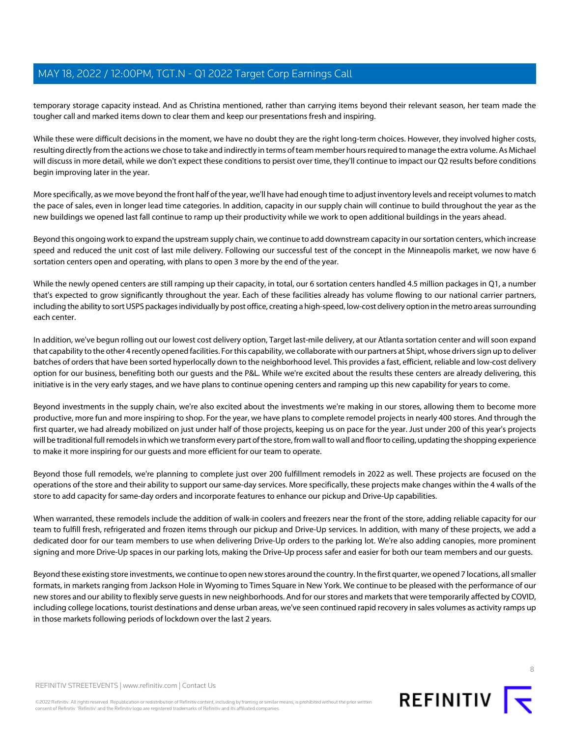temporary storage capacity instead. And as Christina mentioned, rather than carrying items beyond their relevant season, her team made the tougher call and marked items down to clear them and keep our presentations fresh and inspiring.

While these were difficult decisions in the moment, we have no doubt they are the right long-term choices. However, they involved higher costs, resulting directly from the actions we chose to take and indirectly in terms of team member hours required to manage the extra volume. As Michael will discuss in more detail, while we don't expect these conditions to persist over time, they'll continue to impact our Q2 results before conditions begin improving later in the year.

More specifically, as we move beyond the front half of the year, we'll have had enough time to adjust inventory levels and receipt volumes to match the pace of sales, even in longer lead time categories. In addition, capacity in our supply chain will continue to build throughout the year as the new buildings we opened last fall continue to ramp up their productivity while we work to open additional buildings in the years ahead.

Beyond this ongoing work to expand the upstream supply chain, we continue to add downstream capacity in our sortation centers, which increase speed and reduced the unit cost of last mile delivery. Following our successful test of the concept in the Minneapolis market, we now have 6 sortation centers open and operating, with plans to open 3 more by the end of the year.

While the newly opened centers are still ramping up their capacity, in total, our 6 sortation centers handled 4.5 million packages in Q1, a number that's expected to grow significantly throughout the year. Each of these facilities already has volume flowing to our national carrier partners, including the ability to sort USPS packages individually by post office, creating a high-speed, low-cost delivery option in the metro areas surrounding each center.

In addition, we've begun rolling out our lowest cost delivery option, Target last-mile delivery, at our Atlanta sortation center and will soon expand that capability to the other 4 recently opened facilities. For this capability, we collaborate with our partners at Shipt, whose drivers sign up to deliver batches of orders that have been sorted hyperlocally down to the neighborhood level. This provides a fast, efficient, reliable and low-cost delivery option for our business, benefiting both our guests and the P&L. While we're excited about the results these centers are already delivering, this initiative is in the very early stages, and we have plans to continue opening centers and ramping up this new capability for years to come.

Beyond investments in the supply chain, we're also excited about the investments we're making in our stores, allowing them to become more productive, more fun and more inspiring to shop. For the year, we have plans to complete remodel projects in nearly 400 stores. And through the first quarter, we had already mobilized on just under half of those projects, keeping us on pace for the year. Just under 200 of this year's projects will be traditional full remodels in which we transform every part of the store, from wall to wall and floor to ceiling, updating the shopping experience to make it more inspiring for our guests and more efficient for our team to operate.

Beyond those full remodels, we're planning to complete just over 200 fulfillment remodels in 2022 as well. These projects are focused on the operations of the store and their ability to support our same-day services. More specifically, these projects make changes within the 4 walls of the store to add capacity for same-day orders and incorporate features to enhance our pickup and Drive-Up capabilities.

When warranted, these remodels include the addition of walk-in coolers and freezers near the front of the store, adding reliable capacity for our team to fulfill fresh, refrigerated and frozen items through our pickup and Drive-Up services. In addition, with many of these projects, we add a dedicated door for our team members to use when delivering Drive-Up orders to the parking lot. We're also adding canopies, more prominent signing and more Drive-Up spaces in our parking lots, making the Drive-Up process safer and easier for both our team members and our guests.

Beyond these existing store investments, we continue to open new stores around the country. In the first quarter, we opened 7 locations, all smaller formats, in markets ranging from Jackson Hole in Wyoming to Times Square in New York. We continue to be pleased with the performance of our new stores and our ability to flexibly serve guests in new neighborhoods. And for our stores and markets that were temporarily affected by COVID, including college locations, tourist destinations and dense urban areas, we've seen continued rapid recovery in sales volumes as activity ramps up in those markets following periods of lockdown over the last 2 years.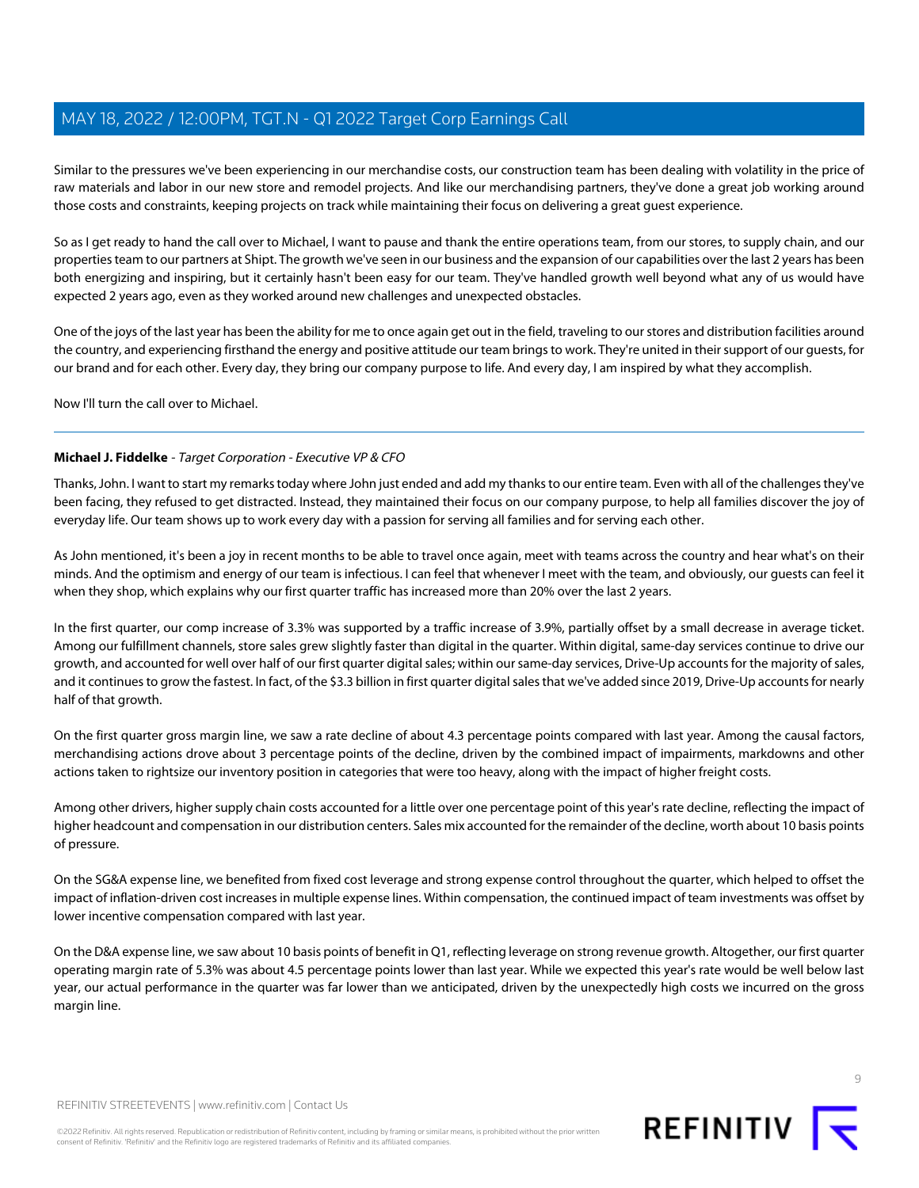Similar to the pressures we've been experiencing in our merchandise costs, our construction team has been dealing with volatility in the price of raw materials and labor in our new store and remodel projects. And like our merchandising partners, they've done a great job working around those costs and constraints, keeping projects on track while maintaining their focus on delivering a great guest experience.

So as I get ready to hand the call over to Michael, I want to pause and thank the entire operations team, from our stores, to supply chain, and our properties team to our partners at Shipt. The growth we've seen in our business and the expansion of our capabilities over the last 2 years has been both energizing and inspiring, but it certainly hasn't been easy for our team. They've handled growth well beyond what any of us would have expected 2 years ago, even as they worked around new challenges and unexpected obstacles.

One of the joys of the last year has been the ability for me to once again get out in the field, traveling to our stores and distribution facilities around the country, and experiencing firsthand the energy and positive attitude our team brings to work. They're united in their support of our guests, for our brand and for each other. Every day, they bring our company purpose to life. And every day, I am inspired by what they accomplish.

Now I'll turn the call over to Michael.

---

**Michael J. Fiddelke** - *Target Corporation - Executive VP & CFO*

Thanks, John. I want to start my remarks today where John just ended and add my thanks to our entire team. Even with all of the challenges they've been facing, they refused to get distracted. Instead, they maintained their focus on our company purpose, to help all families discover the joy of everyday life. Our team shows up to work every day with a passion for serving all families and for serving each other.

As John mentioned, it's been a joy in recent months to be able to travel once again, meet with teams across the country and hear what's on their minds. And the optimism and energy of our team is infectious. I can feel that whenever I meet with the team, and obviously, our guests can feel it when they shop, which explains why our first quarter traffic has increased more than 20% over the last 2 years.

In the first quarter, our comp increase of 3.3% was supported by a traffic increase of 3.9%, partially offset by a small decrease in average ticket. Among our fulfillment channels, store sales grew slightly faster than digital in the quarter. Within digital, same-day services continue to drive our growth, and accounted for well over half of our first quarter digital sales; within our same-day services, Drive-Up accounts for the majority of sales, and it continues to grow the fastest. In fact, of the $3.3 billion in first quarter digital sales that we've added since 2019, Drive-Up accounts for nearly half of that growth.

On the first quarter gross margin line, we saw a rate decline of about 4.3 percentage points compared with last year. Among the causal factors, merchandising actions drove about 3 percentage points of the decline, driven by the combined impact of impairments, markdowns and other actions taken to rightsize our inventory position in categories that were too heavy, along with the impact of higher freight costs.

Among other drivers, higher supply chain costs accounted for a little over one percentage point of this year's rate decline, reflecting the impact of higher headcount and compensation in our distribution centers. Sales mix accounted for the remainder of the decline, worth about 10 basis points of pressure.

On the SG&A expense line, we benefited from fixed cost leverage and strong expense control throughout the quarter, which helped to offset the impact of inflation-driven cost increases in multiple expense lines. Within compensation, the continued impact of team investments was offset by lower incentive compensation compared with last year.

On the D&A expense line, we saw about 10 basis points of benefit in Q1, reflecting leverage on strong revenue growth. Altogether, our first quarter operating margin rate of 5.3% was about 4.5 percentage points lower than last year. While we expected this year's rate would be well below last year, our actual performance in the quarter was far lower than we anticipated, driven by the unexpectedly high costs we incurred on the gross margin line.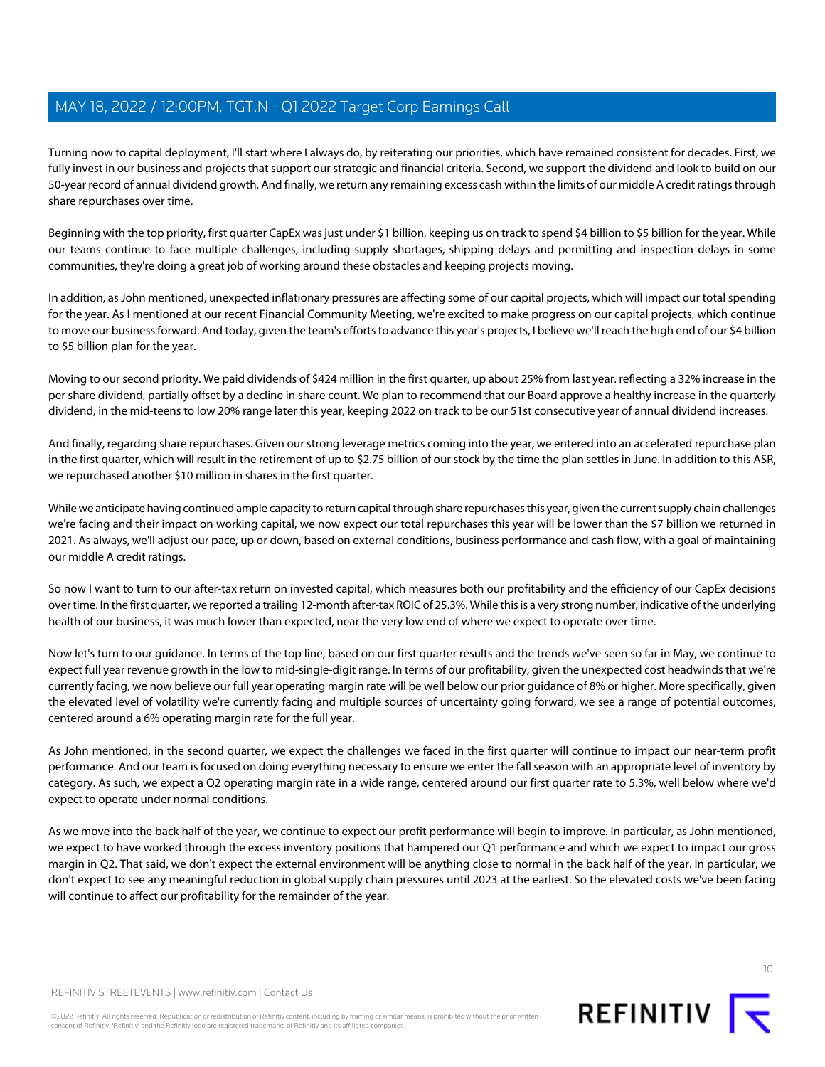Turning now to capital deployment, I'll start where I always do, by reiterating our priorities, which have remained consistent for decades. First, we fully invest in our business and projects that support our strategic and financial criteria. Second, we support the dividend and look to build on our 50-year record of annual dividend growth. And finally, we return any remaining excess cash within the limits of our middle A credit ratings through share repurchases over time.

Beginning with the top priority, first quarter CapEx was just under $1 billion, keeping us on track to spend $4 billion to $5 billion for the year. While our teams continue to face multiple challenges, including supply shortages, shipping delays and permitting and inspection delays in some communities, they're doing a great job of working around these obstacles and keeping projects moving.

In addition, as John mentioned, unexpected inflationary pressures are affecting some of our capital projects, which will impact our total spending for the year. As I mentioned at our recent Financial Community Meeting, we're excited to make progress on our capital projects, which continue to move our business forward. And today, given the team's efforts to advance this year's projects, I believe we'll reach the high end of our $4 billion to $5 billion plan for the year.

Moving to our second priority. We paid dividends of $424 million in the first quarter, up about 25% from last year. reflecting a 32% increase in the per share dividend, partially offset by a decline in share count. We plan to recommend that our Board approve a healthy increase in the quarterly dividend, in the mid-teens to low 20% range later this year, keeping 2022 on track to be our 51st consecutive year of annual dividend increases.

And finally, regarding share repurchases. Given our strong leverage metrics coming into the year, we entered into an accelerated repurchase plan in the first quarter, which will result in the retirement of up to $2.75 billion of our stock by the time the plan settles in June. In addition to this ASR, we repurchased another $10 million in shares in the first quarter.

While we anticipate having continued ample capacity to return capital through share repurchases this year, given the current supply chain challenges we're facing and their impact on working capital, we now expect our total repurchases this year will be lower than the $7 billion we returned in 2021. As always, we'll adjust our pace, up or down, based on external conditions, business performance and cash flow, with a goal of maintaining our middle A credit ratings.

So now I want to turn to our after-tax return on invested capital, which measures both our profitability and the efficiency of our CapEx decisions over time. In the first quarter, we reported a trailing 12-month after-tax ROIC of 25.3%. While this is a very strong number, indicative of the underlying health of our business, it was much lower than expected, near the very low end of where we expect to operate over time.

Now let's turn to our guidance. In terms of the top line, based on our first quarter results and the trends we've seen so far in May, we continue to expect full year revenue growth in the low to mid-single-digit range. In terms of our profitability, given the unexpected cost headwinds that we're currently facing, we now believe our full year operating margin rate will be well below our prior guidance of 8% or higher. More specifically, given the elevated level of volatility we're currently facing and multiple sources of uncertainty going forward, we see a range of potential outcomes, centered around a 6% operating margin rate for the full year.

As John mentioned, in the second quarter, we expect the challenges we faced in the first quarter will continue to impact our near-term profit performance. And our team is focused on doing everything necessary to ensure we enter the fall season with an appropriate level of inventory by category. As such, we expect a Q2 operating margin rate in a wide range, centered around our first quarter rate to 5.3%, well below where we'd expect to operate under normal conditions.

As we move into the back half of the year, we continue to expect our profit performance will begin to improve. In particular, as John mentioned, we expect to have worked through the excess inventory positions that hampered our Q1 performance and which we expect to impact our gross margin in Q2. That said, we don't expect the external environment will be anything close to normal in the back half of the year. In particular, we don't expect to see any meaningful reduction in global supply chain pressures until 2023 at the earliest. So the elevated costs we've been facing will continue to affect our profitability for the remainder of the year.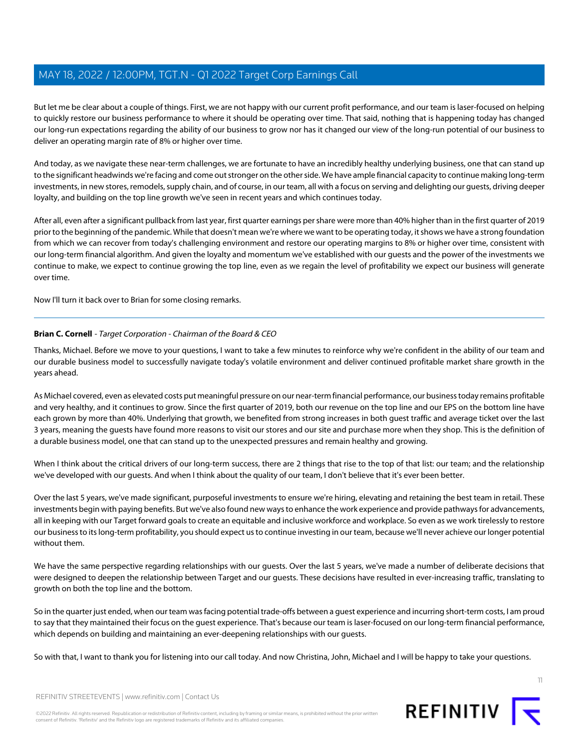But let me be clear about a couple of things. First, we are not happy with our current profit performance, and our team is laser-focused on helping to quickly restore our business performance to where it should be operating over time. That said, nothing that is happening today has changed our long-run expectations regarding the ability of our business to grow nor has it changed our view of the long-run potential of our business to deliver an operating margin rate of 8% or higher over time.

And today, as we navigate these near-term challenges, we are fortunate to have an incredibly healthy underlying business, one that can stand up to the significant headwinds we're facing and come out stronger on the other side. We have ample financial capacity to continue making long-term investments, in new stores, remodels, supply chain, and of course, in our team, all with a focus on serving and delighting our guests, driving deeper loyalty, and building on the top line growth we've seen in recent years and which continues today.

After all, even after a significant pullback from last year, first quarter earnings per share were more than 40% higher than in the first quarter of 2019 prior to the beginning of the pandemic. While that doesn't mean we're where we want to be operating today, it shows we have a strong foundation from which we can recover from today's challenging environment and restore our operating margins to 8% or higher over time, consistent with our long-term financial algorithm. And given the loyalty and momentum we've established with our guests and the power of the investments we continue to make, we expect to continue growing the top line, even as we regain the level of profitability we expect our business will generate over time.

Now I'll turn it back over to Brian for some closing remarks.

---

**Brian C. Cornell** - *Target Corporation - Chairman of the Board & CEO*

Thanks, Michael. Before we move to your questions, I want to take a few minutes to reinforce why we're confident in the ability of our team and our durable business model to successfully navigate today's volatile environment and deliver continued profitable market share growth in the years ahead.

As Michael covered, even as elevated costs put meaningful pressure on our near-term financial performance, our business today remains profitable and very healthy, and it continues to grow. Since the first quarter of 2019, both our revenue on the top line and our EPS on the bottom line have each grown by more than 40%. Underlying that growth, we benefited from strong increases in both guest traffic and average ticket over the last 3 years, meaning the guests have found more reasons to visit our stores and our site and purchase more when they shop. This is the definition of a durable business model, one that can stand up to the unexpected pressures and remain healthy and growing.

When I think about the critical drivers of our long-term success, there are 2 things that rise to the top of that list: our team; and the relationship we've developed with our guests. And when I think about the quality of our team, I don't believe that it's ever been better.

Over the last 5 years, we've made significant, purposeful investments to ensure we're hiring, elevating and retaining the best team in retail. These investments begin with paying benefits. But we've also found new ways to enhance the work experience and provide pathways for advancements, all in keeping with our Target forward goals to create an equitable and inclusive workforce and workplace. So even as we work tirelessly to restore our business to its long-term profitability, you should expect us to continue investing in our team, because we'll never achieve our longer potential without them.

We have the same perspective regarding relationships with our guests. Over the last 5 years, we've made a number of deliberate decisions that were designed to deepen the relationship between Target and our guests. These decisions have resulted in ever-increasing traffic, translating to growth on both the top line and the bottom.

So in the quarter just ended, when our team was facing potential trade-offs between a guest experience and incurring short-term costs, I am proud to say that they maintained their focus on the guest experience. That's because our team is laser-focused on our long-term financial performance, which depends on building and maintaining an ever-deepening relationships with our guests.

So with that, I want to thank you for listening into our call today. And now Christina, John, Michael and I will be happy to take your questions.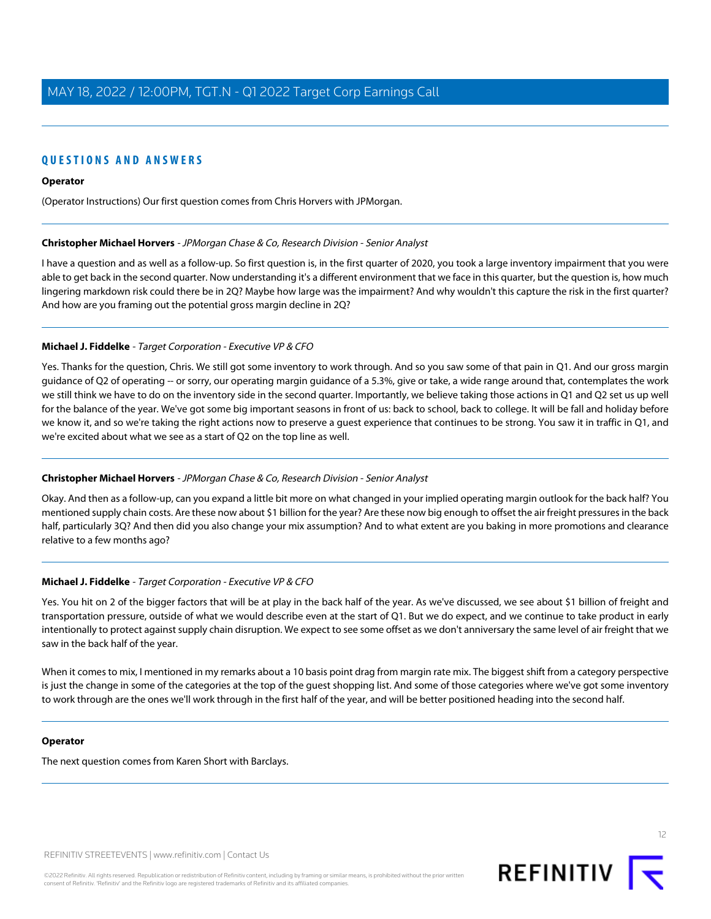## QUESTIONS AND ANSWERS

**Operator**

(Operator Instructions) Our first question comes from Chris Horvers with JPMorgan.

**Christopher Michael Horvers** - *JPMorgan Chase & Co, Research Division - Senior Analyst*

I have a question and as well as a follow-up. So first question is, in the first quarter of 2020, you took a large inventory impairment that you were able to get back in the second quarter. Now understanding it's a different environment that we face in this quarter, but the question is, how much lingering markdown risk could there be in 2Q? Maybe how large was the impairment? And why wouldn't this capture the risk in the first quarter? And how are you framing out the potential gross margin decline in 2Q?

**Michael J. Fiddelke** - *Target Corporation - Executive VP & CFO*

Yes. Thanks for the question, Chris. We still got some inventory to work through. And so you saw some of that pain in Q1. And our gross margin guidance of Q2 of operating -- or sorry, our operating margin guidance of a 5.3%, give or take, a wide range around that, contemplates the work we still think we have to do on the inventory side in the second quarter. Importantly, we believe taking those actions in Q1 and Q2 set us up well for the balance of the year. We've got some big important seasons in front of us: back to school, back to college. It will be fall and holiday before we know it, and so we're taking the right actions now to preserve a guest experience that continues to be strong. You saw it in traffic in Q1, and we're excited about what we see as a start of Q2 on the top line as well.

**Christopher Michael Horvers** - *JPMorgan Chase & Co, Research Division - Senior Analyst*

Okay. And then as a follow-up, can you expand a little bit more on what changed in your implied operating margin outlook for the back half? You mentioned supply chain costs. Are these now about $1 billion for the year? Are these now big enough to offset the air freight pressures in the back half, particularly 3Q? And then did you also change your mix assumption? And to what extent are you baking in more promotions and clearance relative to a few months ago?

**Michael J. Fiddelke** - *Target Corporation - Executive VP & CFO*

Yes. You hit on 2 of the bigger factors that will be at play in the back half of the year. As we've discussed, we see about $1 billion of freight and transportation pressure, outside of what we would describe even at the start of Q1. But we do expect, and we continue to take product in early intentionally to protect against supply chain disruption. We expect to see some offset as we don't anniversary the same level of air freight that we saw in the back half of the year.

When it comes to mix, I mentioned in my remarks about a 10 basis point drag from margin rate mix. The biggest shift from a category perspective is just the change in some of the categories at the top of the guest shopping list. And some of those categories where we've got some inventory to work through are the ones we'll work through in the first half of the year, and will be better positioned heading into the second half.

**Operator**

The next question comes from Karen Short with Barclays.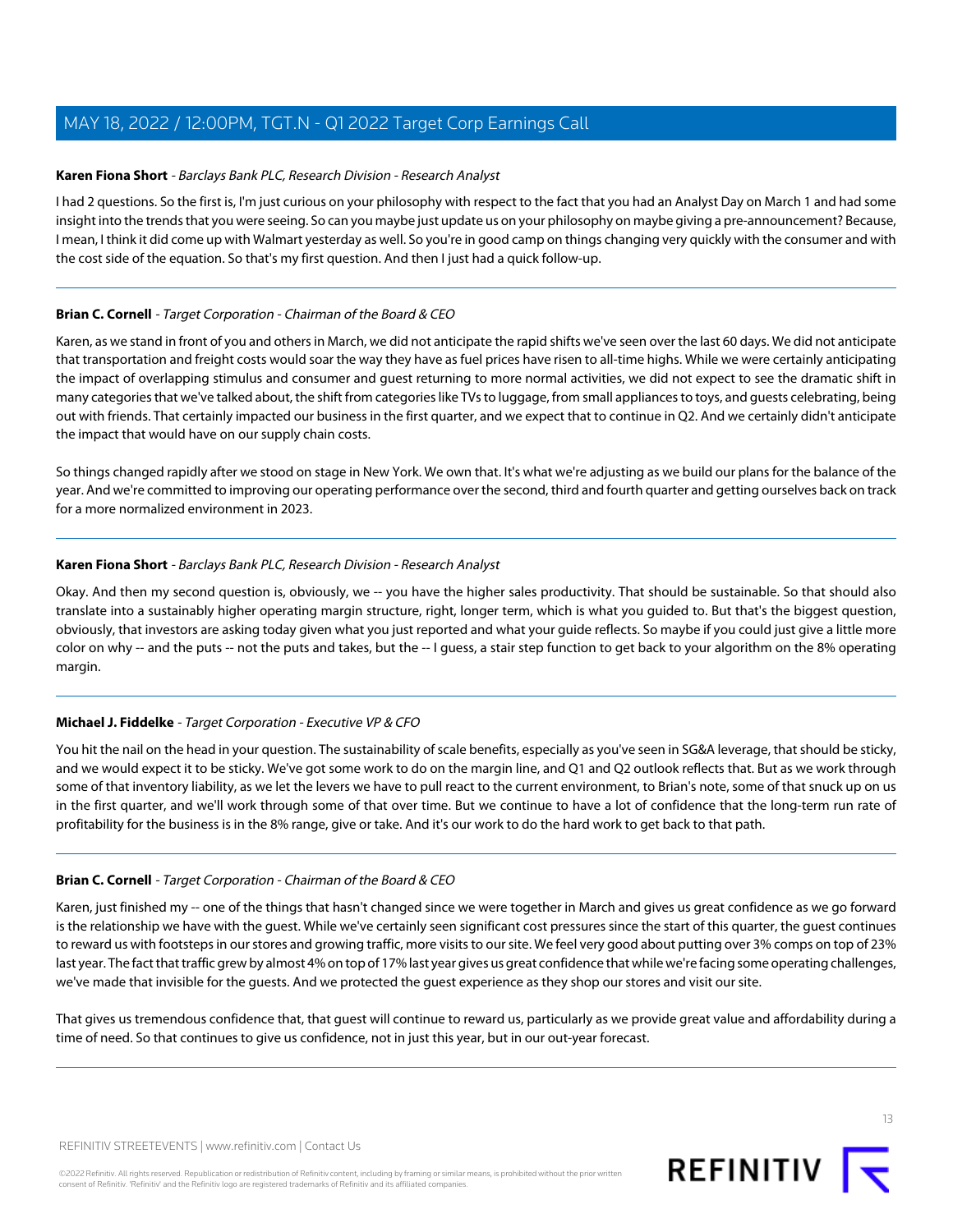**Karen Fiona Short** - *Barclays Bank PLC, Research Division - Research Analyst*

I had 2 questions. So the first is, I'm just curious on your philosophy with respect to the fact that you had an Analyst Day on March 1 and had some insight into the trends that you were seeing. So can you maybe just update us on your philosophy on maybe giving a pre-announcement? Because, I mean, I think it did come up with Walmart yesterday as well. So you're in good camp on things changing very quickly with the consumer and with the cost side of the equation. So that's my first question. And then I just had a quick follow-up.

---

**Brian C. Cornell** - *Target Corporation - Chairman of the Board & CEO*

Karen, as we stand in front of you and others in March, we did not anticipate the rapid shifts we've seen over the last 60 days. We did not anticipate that transportation and freight costs would soar the way they have as fuel prices have risen to all-time highs. While we were certainly anticipating the impact of overlapping stimulus and consumer and guest returning to more normal activities, we did not expect to see the dramatic shift in many categories that we've talked about, the shift from categories like TVs to luggage, from small appliances to toys, and guests celebrating, being out with friends. That certainly impacted our business in the first quarter, and we expect that to continue in Q2. And we certainly didn't anticipate the impact that would have on our supply chain costs.

So things changed rapidly after we stood on stage in New York. We own that. It's what we're adjusting as we build our plans for the balance of the year. And we're committed to improving our operating performance over the second, third and fourth quarter and getting ourselves back on track for a more normalized environment in 2023.

---

**Karen Fiona Short** - *Barclays Bank PLC, Research Division - Research Analyst*

Okay. And then my second question is, obviously, we -- you have the higher sales productivity. That should be sustainable. So that should also translate into a sustainably higher operating margin structure, right, longer term, which is what you guided to. But that's the biggest question, obviously, that investors are asking today given what you just reported and what your guide reflects. So maybe if you could just give a little more color on why -- and the puts -- not the puts and takes, but the -- I guess, a stair step function to get back to your algorithm on the 8% operating margin.

---

**Michael J. Fiddelke** - *Target Corporation - Executive VP & CFO*

You hit the nail on the head in your question. The sustainability of scale benefits, especially as you've seen in SG&A leverage, that should be sticky, and we would expect it to be sticky. We've got some work to do on the margin line, and Q1 and Q2 outlook reflects that. But as we work through some of that inventory liability, as we let the levers we have to pull react to the current environment, to Brian's note, some of that snuck up on us in the first quarter, and we'll work through some of that over time. But we continue to have a lot of confidence that the long-term run rate of profitability for the business is in the 8% range, give or take. And it's our work to do the hard work to get back to that path.

---

**Brian C. Cornell** - *Target Corporation - Chairman of the Board & CEO*

Karen, just finished my -- one of the things that hasn't changed since we were together in March and gives us great confidence as we go forward is the relationship we have with the guest. While we've certainly seen significant cost pressures since the start of this quarter, the guest continues to reward us with footsteps in our stores and growing traffic, more visits to our site. We feel very good about putting over 3% comps on top of 23% last year. The fact that traffic grew by almost 4% on top of 17% last year gives us great confidence that while we're facing some operating challenges, we've made that invisible for the guests. And we protected the guest experience as they shop our stores and visit our site.

That gives us tremendous confidence that, that guest will continue to reward us, particularly as we provide great value and affordability during a time of need. So that continues to give us confidence, not in just this year, but in our out-year forecast.

---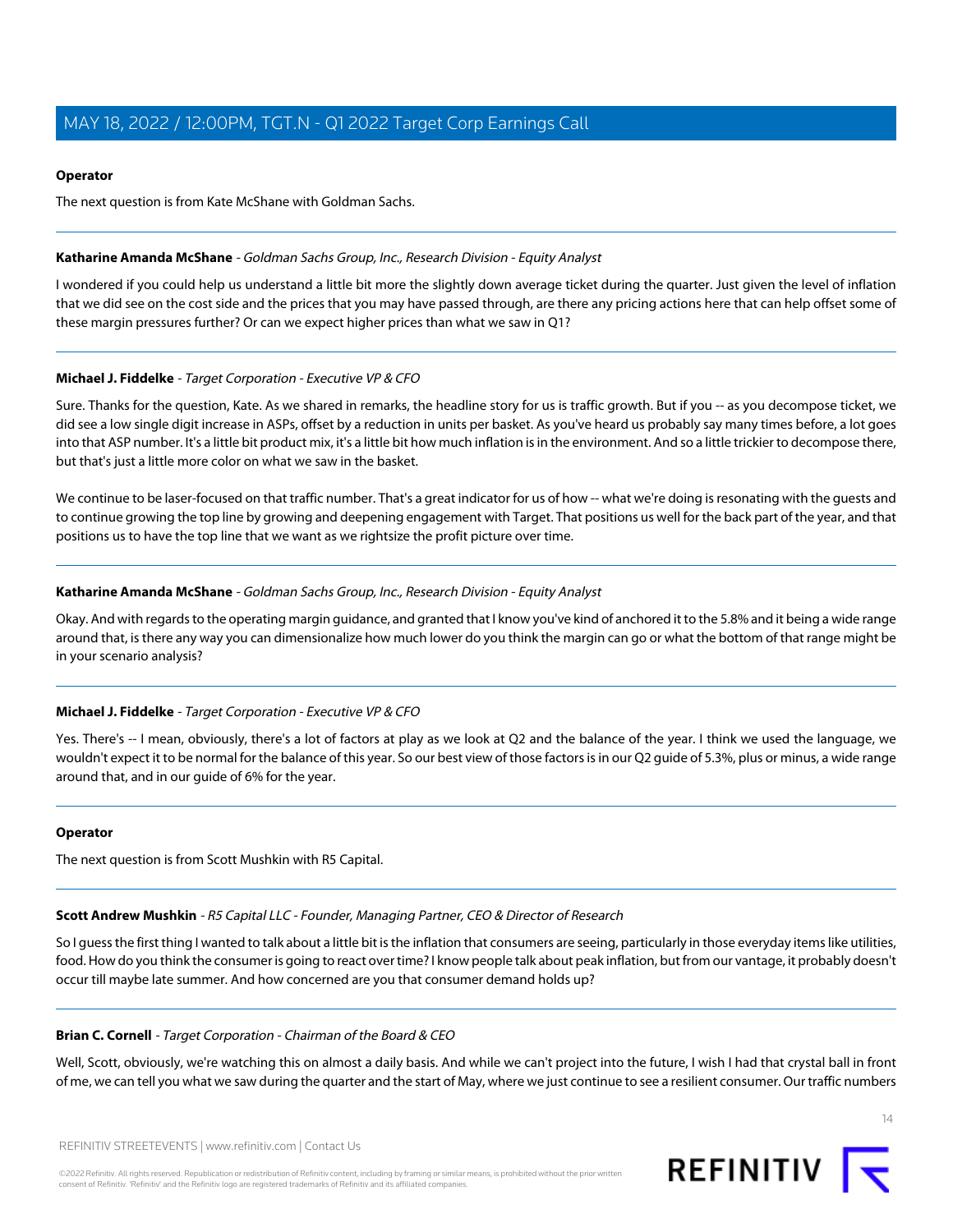**Operator**

The next question is from Kate McShane with Goldman Sachs.

---

**Katharine Amanda McShane** - *Goldman Sachs Group, Inc., Research Division - Equity Analyst*

I wondered if you could help us understand a little bit more the slightly down average ticket during the quarter. Just given the level of inflation that we did see on the cost side and the prices that you may have passed through, are there any pricing actions here that can help offset some of these margin pressures further? Or can we expect higher prices than what we saw in Q1?

---

**Michael J. Fiddelke** - *Target Corporation - Executive VP & CFO*

Sure. Thanks for the question, Kate. As we shared in remarks, the headline story for us is traffic growth. But if you -- as you decompose ticket, we did see a low single digit increase in ASPs, offset by a reduction in units per basket. As you've heard us probably say many times before, a lot goes into that ASP number. It's a little bit product mix, it's a little bit how much inflation is in the environment. And so a little trickier to decompose there, but that's just a little more color on what we saw in the basket.

We continue to be laser-focused on that traffic number. That's a great indicator for us of how -- what we're doing is resonating with the guests and to continue growing the top line by growing and deepening engagement with Target. That positions us well for the back part of the year, and that positions us to have the top line that we want as we rightsize the profit picture over time.

---

**Katharine Amanda McShane** - *Goldman Sachs Group, Inc., Research Division - Equity Analyst*

Okay. And with regards to the operating margin guidance, and granted that I know you've kind of anchored it to the 5.8% and it being a wide range around that, is there any way you can dimensionalize how much lower do you think the margin can go or what the bottom of that range might be in your scenario analysis?

---

**Michael J. Fiddelke** - *Target Corporation - Executive VP & CFO*

Yes. There's -- I mean, obviously, there's a lot of factors at play as we look at Q2 and the balance of the year. I think we used the language, we wouldn't expect it to be normal for the balance of this year. So our best view of those factors is in our Q2 guide of 5.3%, plus or minus, a wide range around that, and in our guide of 6% for the year.

---

**Operator**

The next question is from Scott Mushkin with R5 Capital.

---

**Scott Andrew Mushkin** - *R5 Capital LLC - Founder, Managing Partner, CEO & Director of Research*

So I guess the first thing I wanted to talk about a little bit is the inflation that consumers are seeing, particularly in those everyday items like utilities, food. How do you think the consumer is going to react over time? I know people talk about peak inflation, but from our vantage, it probably doesn't occur till maybe late summer. And how concerned are you that consumer demand holds up?

---

**Brian C. Cornell** - *Target Corporation - Chairman of the Board & CEO*

Well, Scott, obviously, we're watching this on almost a daily basis. And while we can't project into the future, I wish I had that crystal ball in front of me, we can tell you what we saw during the quarter and the start of May, where we just continue to see a resilient consumer. Our traffic numbers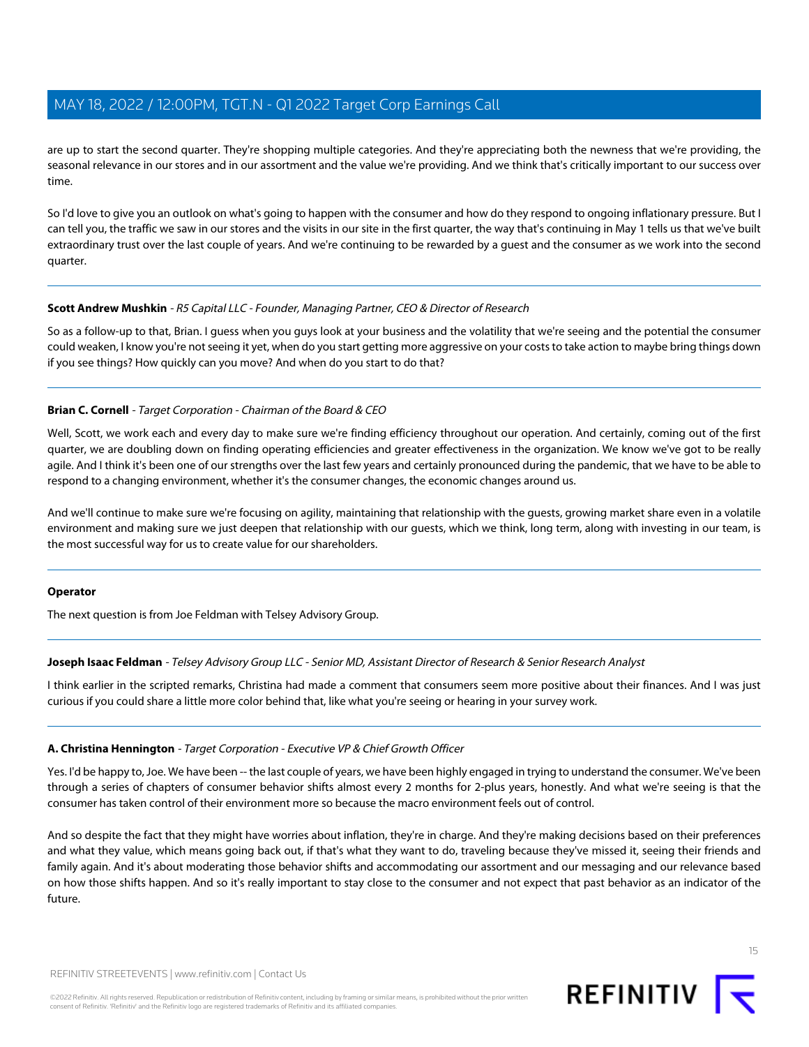are up to start the second quarter. They're shopping multiple categories. And they're appreciating both the newness that we're providing, the seasonal relevance in our stores and in our assortment and the value we're providing. And we think that's critically important to our success over time.

So I'd love to give you an outlook on what's going to happen with the consumer and how do they respond to ongoing inflationary pressure. But I can tell you, the traffic we saw in our stores and the visits in our site in the first quarter, the way that's continuing in May 1 tells us that we've built extraordinary trust over the last couple of years. And we're continuing to be rewarded by a guest and the consumer as we work into the second quarter.

---

**Scott Andrew Mushkin** - *R5 Capital LLC - Founder, Managing Partner, CEO & Director of Research*

So as a follow-up to that, Brian. I guess when you guys look at your business and the volatility that we're seeing and the potential the consumer could weaken, I know you're not seeing it yet, when do you start getting more aggressive on your costs to take action to maybe bring things down if you see things? How quickly can you move? And when do you start to do that?

---

**Brian C. Cornell** - *Target Corporation - Chairman of the Board & CEO*

Well, Scott, we work each and every day to make sure we're finding efficiency throughout our operation. And certainly, coming out of the first quarter, we are doubling down on finding operating efficiencies and greater effectiveness in the organization. We know we've got to be really agile. And I think it's been one of our strengths over the last few years and certainly pronounced during the pandemic, that we have to be able to respond to a changing environment, whether it's the consumer changes, the economic changes around us.

And we'll continue to make sure we're focusing on agility, maintaining that relationship with the guests, growing market share even in a volatile environment and making sure we just deepen that relationship with our guests, which we think, long term, along with investing in our team, is the most successful way for us to create value for our shareholders.

---

**Operator**

The next question is from Joe Feldman with Telsey Advisory Group.

---

**Joseph Isaac Feldman** - *Telsey Advisory Group LLC - Senior MD, Assistant Director of Research & Senior Research Analyst*

I think earlier in the scripted remarks, Christina had made a comment that consumers seem more positive about their finances. And I was just curious if you could share a little more color behind that, like what you're seeing or hearing in your survey work.

---

**A. Christina Hennington** - *Target Corporation - Executive VP & Chief Growth Officer*

Yes. I'd be happy to, Joe. We have been -- the last couple of years, we have been highly engaged in trying to understand the consumer. We've been through a series of chapters of consumer behavior shifts almost every 2 months for 2-plus years, honestly. And what we're seeing is that the consumer has taken control of their environment more so because the macro environment feels out of control.

And so despite the fact that they might have worries about inflation, they're in charge. And they're making decisions based on their preferences and what they value, which means going back out, if that's what they want to do, traveling because they've missed it, seeing their friends and family again. And it's about moderating those behavior shifts and accommodating our assortment and our messaging and our relevance based on how those shifts happen. And so it's really important to stay close to the consumer and not expect that past behavior as an indicator of the future.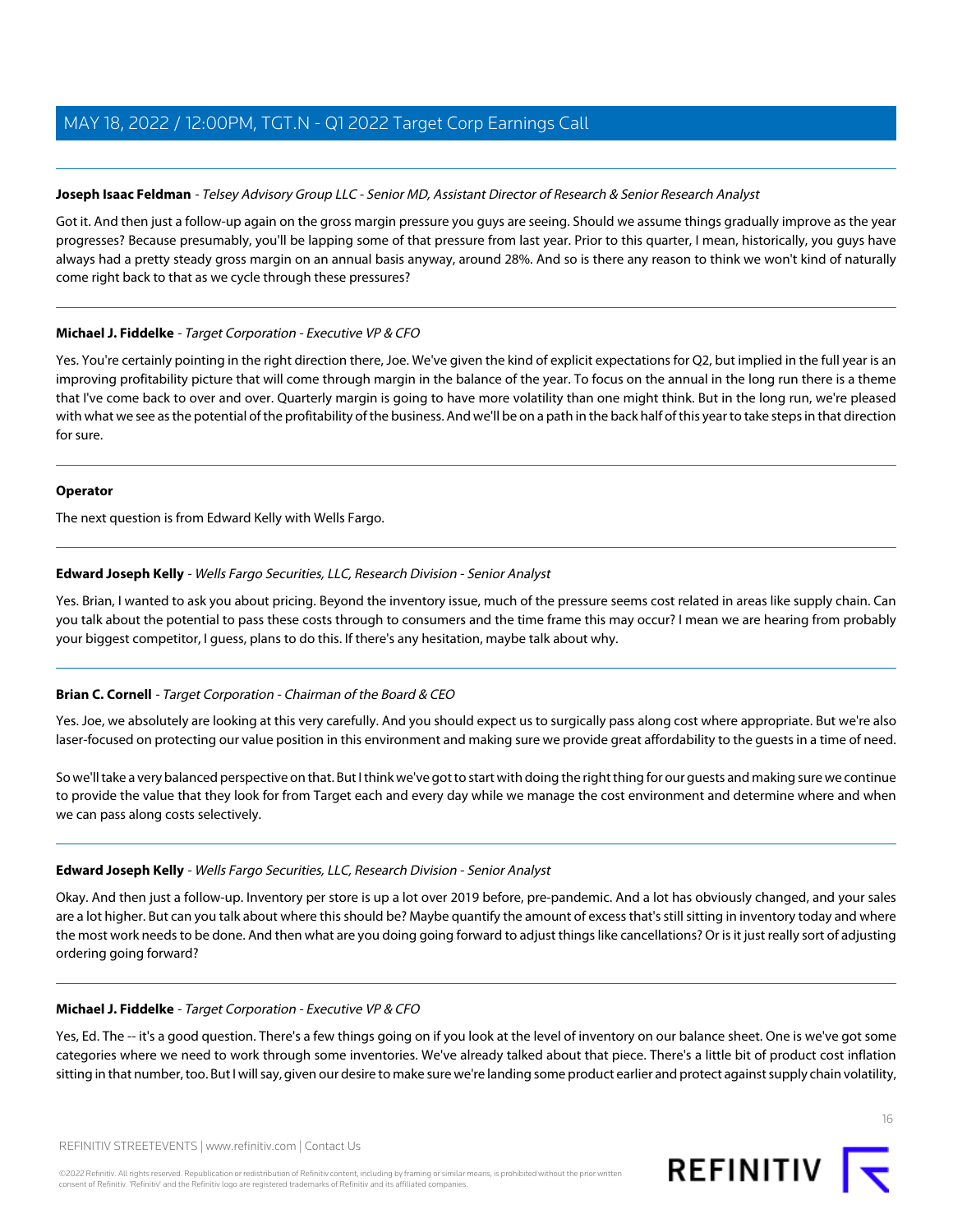**Joseph Isaac Feldman** - *Telsey Advisory Group LLC - Senior MD, Assistant Director of Research & Senior Research Analyst*

Got it. And then just a follow-up again on the gross margin pressure you guys are seeing. Should we assume things gradually improve as the year progresses? Because presumably, you'll be lapping some of that pressure from last year. Prior to this quarter, I mean, historically, you guys have always had a pretty steady gross margin on an annual basis anyway, around 28%. And so is there any reason to think we won't kind of naturally come right back to that as we cycle through these pressures?

---

**Michael J. Fiddelke** - *Target Corporation - Executive VP & CFO*

Yes. You're certainly pointing in the right direction there, Joe. We've given the kind of explicit expectations for Q2, but implied in the full year is an improving profitability picture that will come through margin in the balance of the year. To focus on the annual in the long run there is a theme that I've come back to over and over. Quarterly margin is going to have more volatility than one might think. But in the long run, we're pleased with what we see as the potential of the profitability of the business. And we'll be on a path in the back half of this year to take steps in that direction for sure.

---

**Operator**

The next question is from Edward Kelly with Wells Fargo.

---

**Edward Joseph Kelly** - *Wells Fargo Securities, LLC, Research Division - Senior Analyst*

Yes. Brian, I wanted to ask you about pricing. Beyond the inventory issue, much of the pressure seems cost related in areas like supply chain. Can you talk about the potential to pass these costs through to consumers and the time frame this may occur? I mean we are hearing from probably your biggest competitor, I guess, plans to do this. If there's any hesitation, maybe talk about why.

---

**Brian C. Cornell** - *Target Corporation - Chairman of the Board & CEO*

Yes. Joe, we absolutely are looking at this very carefully. And you should expect us to surgically pass along cost where appropriate. But we're also laser-focused on protecting our value position in this environment and making sure we provide great affordability to the guests in a time of need.

So we'll take a very balanced perspective on that. But I think we've got to start with doing the right thing for our guests and making sure we continue to provide the value that they look for from Target each and every day while we manage the cost environment and determine where and when we can pass along costs selectively.

---

**Edward Joseph Kelly** - *Wells Fargo Securities, LLC, Research Division - Senior Analyst*

Okay. And then just a follow-up. Inventory per store is up a lot over 2019 before, pre-pandemic. And a lot has obviously changed, and your sales are a lot higher. But can you talk about where this should be? Maybe quantify the amount of excess that's still sitting in inventory today and where the most work needs to be done. And then what are you doing going forward to adjust things like cancellations? Or is it just really sort of adjusting ordering going forward?

---

**Michael J. Fiddelke** - *Target Corporation - Executive VP & CFO*

Yes, Ed. The -- it's a good question. There's a few things going on if you look at the level of inventory on our balance sheet. One is we've got some categories where we need to work through some inventories. We've already talked about that piece. There's a little bit of product cost inflation sitting in that number, too. But I will say, given our desire to make sure we're landing some product earlier and protect against supply chain volatility,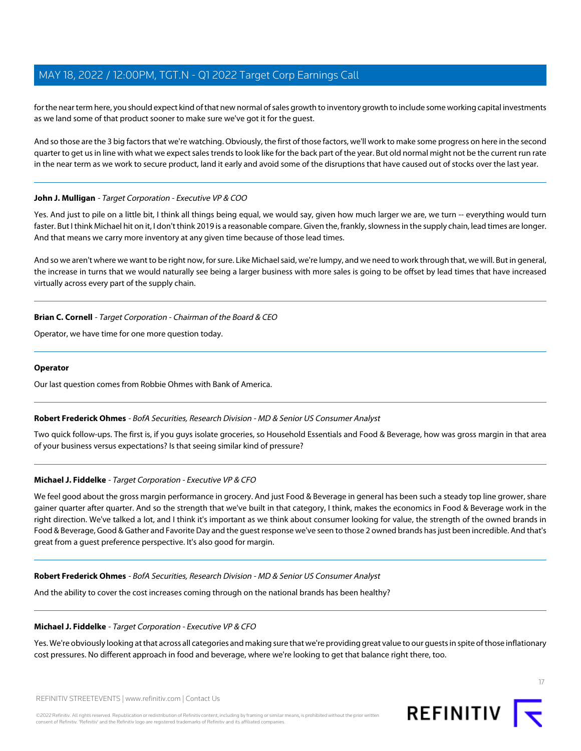for the near term here, you should expect kind of that new normal of sales growth to inventory growth to include some working capital investments as we land some of that product sooner to make sure we've got it for the guest.

And so those are the 3 big factors that we're watching. Obviously, the first of those factors, we'll work to make some progress on here in the second quarter to get us in line with what we expect sales trends to look like for the back part of the year. But old normal might not be the current run rate in the near term as we work to secure product, land it early and avoid some of the disruptions that have caused out of stocks over the last year.

---

**John J. Mulligan** - *Target Corporation - Executive VP & COO*

Yes. And just to pile on a little bit, I think all things being equal, we would say, given how much larger we are, we turn -- everything would turn faster. But I think Michael hit on it, I don't think 2019 is a reasonable compare. Given the, frankly, slowness in the supply chain, lead times are longer. And that means we carry more inventory at any given time because of those lead times.

And so we aren't where we want to be right now, for sure. Like Michael said, we're lumpy, and we need to work through that, we will. But in general, the increase in turns that we would naturally see being a larger business with more sales is going to be offset by lead times that have increased virtually across every part of the supply chain.

---

**Brian C. Cornell** - *Target Corporation - Chairman of the Board & CEO*

Operator, we have time for one more question today.

---

**Operator**

Our last question comes from Robbie Ohmes with Bank of America.

---

**Robert Frederick Ohmes** - *BofA Securities, Research Division - MD & Senior US Consumer Analyst*

Two quick follow-ups. The first is, if you guys isolate groceries, so Household Essentials and Food & Beverage, how was gross margin in that area of your business versus expectations? Is that seeing similar kind of pressure?

---

**Michael J. Fiddelke** - *Target Corporation - Executive VP & CFO*

We feel good about the gross margin performance in grocery. And just Food & Beverage in general has been such a steady top line grower, share gainer quarter after quarter. And so the strength that we've built in that category, I think, makes the economics in Food & Beverage work in the right direction. We've talked a lot, and I think it's important as we think about consumer looking for value, the strength of the owned brands in Food & Beverage, Good & Gather and Favorite Day and the guest response we've seen to those 2 owned brands has just been incredible. And that's great from a guest preference perspective. It's also good for margin.

---

**Robert Frederick Ohmes** - *BofA Securities, Research Division - MD & Senior US Consumer Analyst*

And the ability to cover the cost increases coming through on the national brands has been healthy?

---

**Michael J. Fiddelke** - *Target Corporation - Executive VP & CFO*

Yes. We're obviously looking at that across all categories and making sure that we're providing great value to our guests in spite of those inflationary cost pressures. No different approach in food and beverage, where we're looking to get that balance right there, too.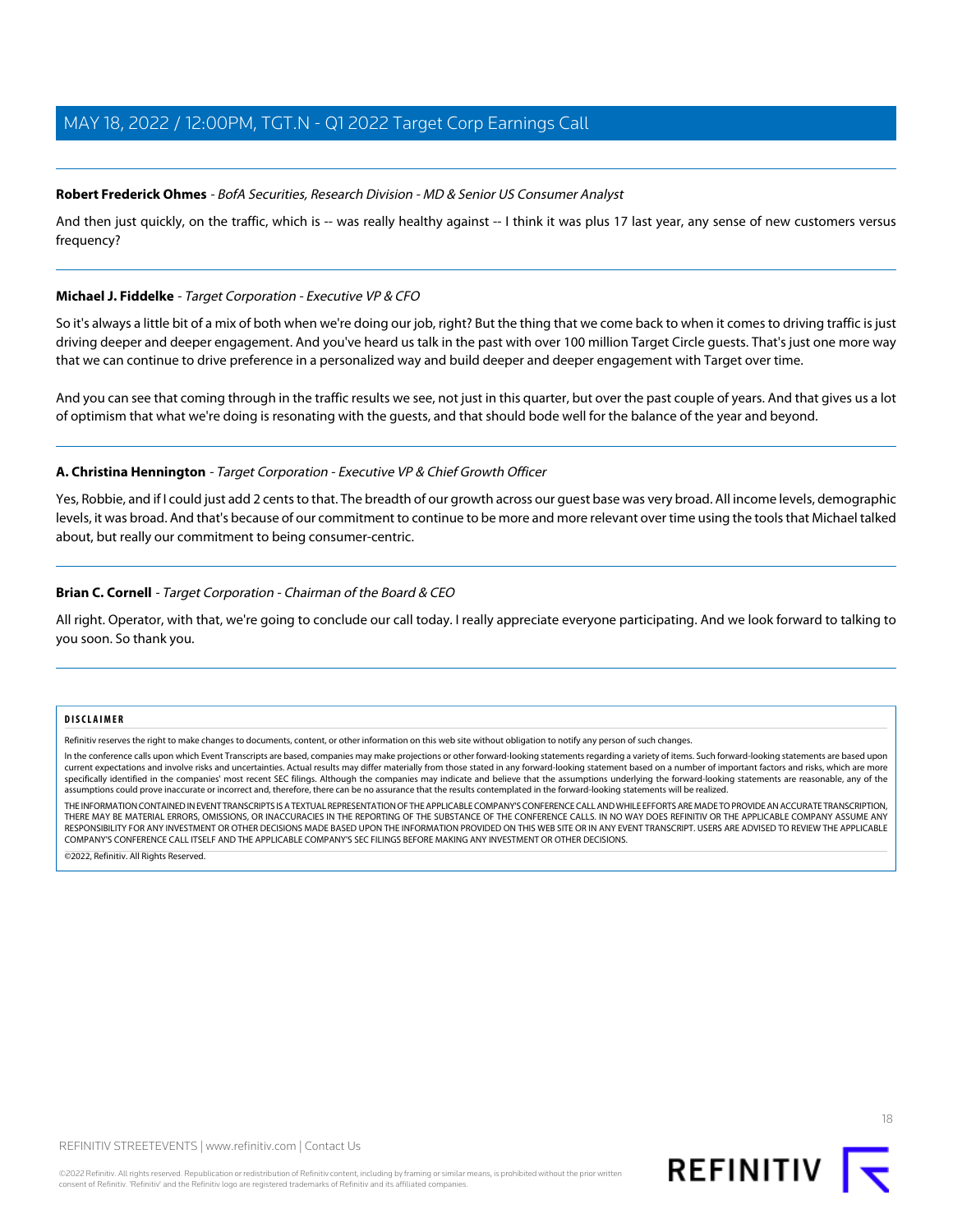**Robert Frederick Ohmes** - *BofA Securities, Research Division - MD & Senior US Consumer Analyst*

And then just quickly, on the traffic, which is -- was really healthy against -- I think it was plus 17 last year, any sense of new customers versus frequency?

---

**Michael J. Fiddelke** - *Target Corporation - Executive VP & CFO*

So it's always a little bit of a mix of both when we're doing our job, right? But the thing that we come back to when it comes to driving traffic is just driving deeper and deeper engagement. And you've heard us talk in the past with over 100 million Target Circle guests. That's just one more way that we can continue to drive preference in a personalized way and build deeper and deeper engagement with Target over time.

And you can see that coming through in the traffic results we see, not just in this quarter, but over the past couple of years. And that gives us a lot of optimism that what we're doing is resonating with the guests, and that should bode well for the balance of the year and beyond.

---

**A. Christina Hennington** - *Target Corporation - Executive VP & Chief Growth Officer*

Yes, Robbie, and if I could just add 2 cents to that. The breadth of our growth across our guest base was very broad. All income levels, demographic levels, it was broad. And that's because of our commitment to continue to be more and more relevant over time using the tools that Michael talked about, but really our commitment to being consumer-centric.

---

**Brian C. Cornell** - *Target Corporation - Chairman of the Board & CEO*

All right. Operator, with that, we're going to conclude our call today. I really appreciate everyone participating. And we look forward to talking to you soon. So thank you.

---

**DISCLAIMER**

Refinitiv reserves the right to make changes to documents, content, or other information on this web site without obligation to notify any person of such changes.

In the conference calls upon which Event Transcripts are based, companies may make projections or other forward-looking statements regarding a variety of items. Such forward-looking statements are based upon current expectations and involve risks and uncertainties. Actual results may differ materially from those stated in any forward-looking statement based on a number of important factors and risks, which are more specifically identified in the companies' most recent SEC filings. Although the companies may indicate and believe that the assumptions underlying the forward-looking statements are reasonable, any of the assumptions could prove inaccurate or incorrect and, therefore, there can be no assurance that the results contemplated in the forward-looking statements will be realized.

THE INFORMATION CONTAINED IN EVENT TRANSCRIPTS IS A TEXTUAL REPRESENTATION OF THE APPLICABLE COMPANY'S CONFERENCE CALL AND WHILE EFFORTS ARE MADE TO PROVIDE AN ACCURATE TRANSCRIPTION, THERE MAY BE MATERIAL ERRORS, OMISSIONS, OR INACCURACIES IN THE REPORTING OF THE SUBSTANCE OF THE CONFERENCE CALLS. IN NO WAY DOES REFINITIV OR THE APPLICABLE COMPANY ASSUME ANY RESPONSIBILITY FOR ANY INVESTMENT OR OTHER DECISIONS MADE BASED UPON THE INFORMATION PROVIDED ON THIS WEB SITE OR IN ANY EVENT TRANSCRIPT. USERS ARE ADVISED TO REVIEW THE APPLICABLE COMPANY'S CONFERENCE CALL ITSELF AND THE APPLICABLE COMPANY'S SEC FILINGS BEFORE MAKING ANY INVESTMENT OR OTHER DECISIONS.

©2022, Refinitiv. All Rights Reserved.